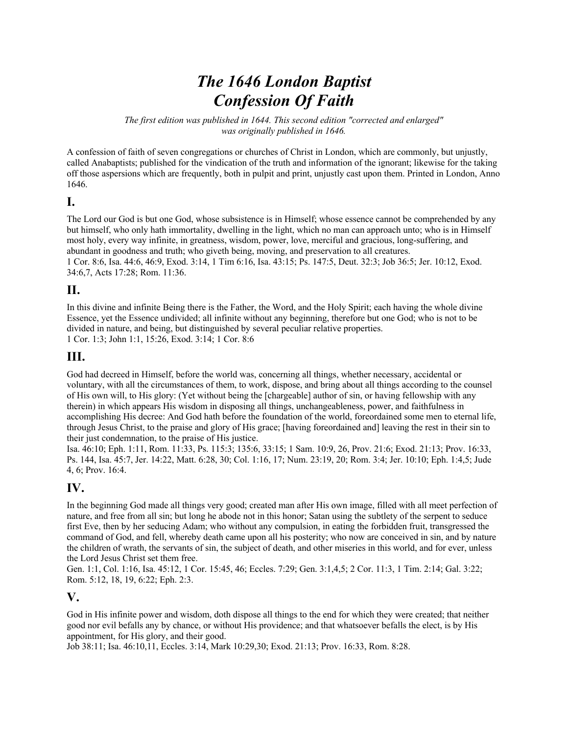# *The 1646 London Baptist Confession Of Faith*

*The first edition was published in 1644. This second edition "corrected and enlarged" was originally published in 1646.*

A confession of faith of seven congregations or churches of Christ in London, which are commonly, but unjustly, called Anabaptists; published for the vindication of the truth and information of the ignorant; likewise for the taking off those aspersions which are frequently, both in pulpit and print, unjustly cast upon them. Printed in London, Anno 1646.

## I.

The Lord our God is but one God, whose subsistence is in Himself; whose essence cannot be comprehended by any but himself, who only hath immortality, dwelling in the light, which no man can approach unto; who is in Himself most holy, every way infinite, in greatness, wisdom, power, love, merciful and gracious, long-suffering, and abundant in goodness and truth; who giveth being, moving, and preservation to all creatures.
1 Cor. 8:6, Isa. 44:6, 46:9, Exod. 3:14, 1 Tim 6:16, Isa. 43:15; Ps. 147:5, Deut. 32:3; Job 36:5; Jer. 10:12, Exod. 34:6,7, Acts 17:28; Rom. 11:36.

## II.

In this divine and infinite Being there is the Father, the Word, and the Holy Spirit; each having the whole divine Essence, yet the Essence undivided; all infinite without any beginning, therefore but one God; who is not to be divided in nature, and being, but distinguished by several peculiar relative properties.
1 Cor. 1:3; John 1:1, 15:26, Exod. 3:14; 1 Cor. 8:6

## III.

God had decreed in Himself, before the world was, concerning all things, whether necessary, accidental or voluntary, with all the circumstances of them, to work, dispose, and bring about all things according to the counsel of His own will, to His glory: (Yet without being the [chargeable] author of sin, or having fellowship with any therein) in which appears His wisdom in disposing all things, unchangeableness, power, and faithfulness in accomplishing His decree: And God hath before the foundation of the world, foreordained some men to eternal life, through Jesus Christ, to the praise and glory of His grace; [having foreordained and] leaving the rest in their sin to their just condemnation, to the praise of His justice.
Isa. 46:10; Eph. 1:11, Rom. 11:33, Ps. 115:3; 135:6, 33:15; 1 Sam. 10:9, 26, Prov. 21:6; Exod. 21:13; Prov. 16:33, Ps. 144, Isa. 45:7, Jer. 14:22, Matt. 6:28, 30; Col. 1:16, 17; Num. 23:19, 20; Rom. 3:4; Jer. 10:10; Eph. 1:4,5; Jude 4, 6; Prov. 16:4.

## IV.

In the beginning God made all things very good; created man after His own image, filled with all meet perfection of nature, and free from all sin; but long he abode not in this honor; Satan using the subtlety of the serpent to seduce first Eve, then by her seducing Adam; who without any compulsion, in eating the forbidden fruit, transgressed the command of God, and fell, whereby death came upon all his posterity; who now are conceived in sin, and by nature the children of wrath, the servants of sin, the subject of death, and other miseries in this world, and for ever, unless the Lord Jesus Christ set them free.
Gen. 1:1, Col. 1:16, Isa. 45:12, 1 Cor. 15:45, 46; Eccles. 7:29; Gen. 3:1,4,5; 2 Cor. 11:3, 1 Tim. 2:14; Gal. 3:22; Rom. 5:12, 18, 19, 6:22; Eph. 2:3.

## V.

God in His infinite power and wisdom, doth dispose all things to the end for which they were created; that neither good nor evil befalls any by chance, or without His providence; and that whatsoever befalls the elect, is by His appointment, for His glory, and their good.
Job 38:11; Isa. 46:10,11, Eccles. 3:14, Mark 10:29,30; Exod. 21:13; Prov. 16:33, Rom. 8:28.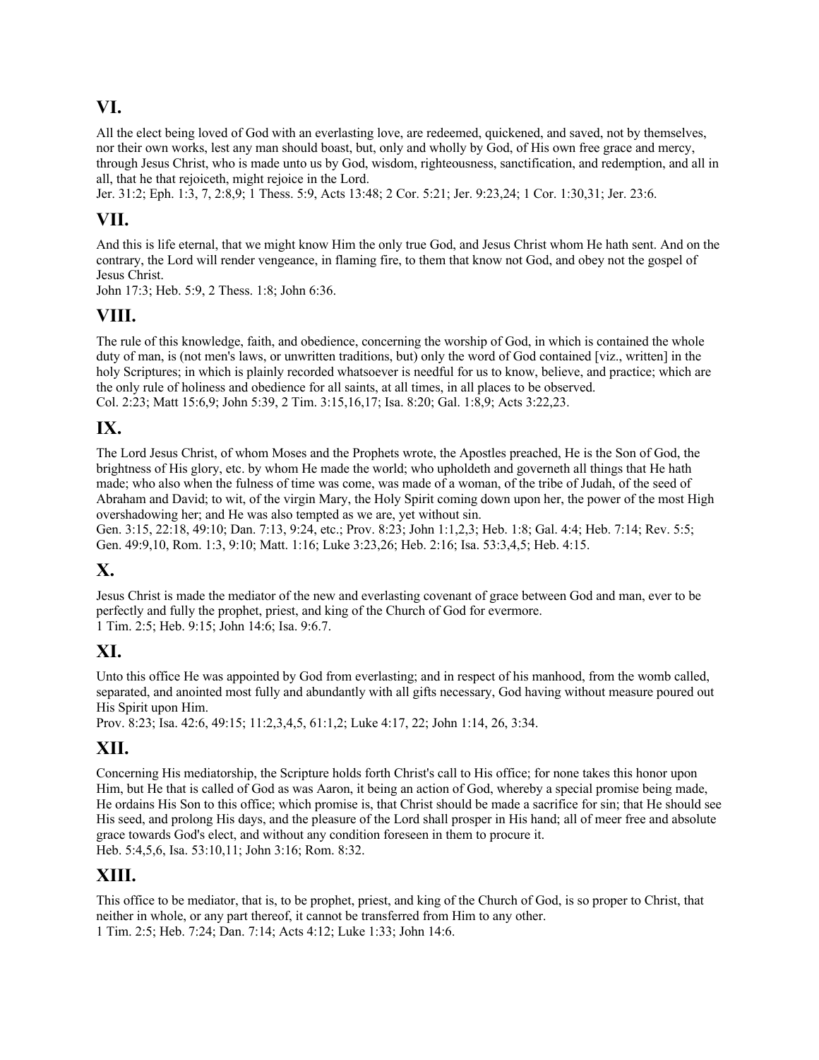## VI.

All the elect being loved of God with an everlasting love, are redeemed, quickened, and saved, not by themselves, nor their own works, lest any man should boast, but, only and wholly by God, of His own free grace and mercy, through Jesus Christ, who is made unto us by God, wisdom, righteousness, sanctification, and redemption, and all in all, that he that rejoiceth, might rejoice in the Lord.
Jer. 31:2; Eph. 1:3, 7, 2:8,9; 1 Thess. 5:9, Acts 13:48; 2 Cor. 5:21; Jer. 9:23,24; 1 Cor. 1:30,31; Jer. 23:6.

## VII.

And this is life eternal, that we might know Him the only true God, and Jesus Christ whom He hath sent. And on the contrary, the Lord will render vengeance, in flaming fire, to them that know not God, and obey not the gospel of Jesus Christ.
John 17:3; Heb. 5:9, 2 Thess. 1:8; John 6:36.

## VIII.

The rule of this knowledge, faith, and obedience, concerning the worship of God, in which is contained the whole duty of man, is (not men's laws, or unwritten traditions, but) only the word of God contained [viz., written] in the holy Scriptures; in which is plainly recorded whatsoever is needful for us to know, believe, and practice; which are the only rule of holiness and obedience for all saints, at all times, in all places to be observed.
Col. 2:23; Matt 15:6,9; John 5:39, 2 Tim. 3:15,16,17; Isa. 8:20; Gal. 1:8,9; Acts 3:22,23.

## IX.

The Lord Jesus Christ, of whom Moses and the Prophets wrote, the Apostles preached, He is the Son of God, the brightness of His glory, etc. by whom He made the world; who upholdeth and governeth all things that He hath made; who also when the fulness of time was come, was made of a woman, of the tribe of Judah, of the seed of Abraham and David; to wit, of the virgin Mary, the Holy Spirit coming down upon her, the power of the most High overshadowing her; and He was also tempted as we are, yet without sin.
Gen. 3:15, 22:18, 49:10; Dan. 7:13, 9:24, etc.; Prov. 8:23; John 1:1,2,3; Heb. 1:8; Gal. 4:4; Heb. 7:14; Rev. 5:5; Gen. 49:9,10, Rom. 1:3, 9:10; Matt. 1:16; Luke 3:23,26; Heb. 2:16; Isa. 53:3,4,5; Heb. 4:15.

## X.

Jesus Christ is made the mediator of the new and everlasting covenant of grace between God and man, ever to be perfectly and fully the prophet, priest, and king of the Church of God for evermore.
1 Tim. 2:5; Heb. 9:15; John 14:6; Isa. 9:6.7.

## XI.

Unto this office He was appointed by God from everlasting; and in respect of his manhood, from the womb called, separated, and anointed most fully and abundantly with all gifts necessary, God having without measure poured out His Spirit upon Him.
Prov. 8:23; Isa. 42:6, 49:15; 11:2,3,4,5, 61:1,2; Luke 4:17, 22; John 1:14, 26, 3:34.

## XII.

Concerning His mediatorship, the Scripture holds forth Christ's call to His office; for none takes this honor upon Him, but He that is called of God as was Aaron, it being an action of God, whereby a special promise being made, He ordains His Son to this office; which promise is, that Christ should be made a sacrifice for sin; that He should see His seed, and prolong His days, and the pleasure of the Lord shall prosper in His hand; all of meer free and absolute grace towards God's elect, and without any condition foreseen in them to procure it.
Heb. 5:4,5,6, Isa. 53:10,11; John 3:16; Rom. 8:32.

## XIII.

This office to be mediator, that is, to be prophet, priest, and king of the Church of God, is so proper to Christ, that neither in whole, or any part thereof, it cannot be transferred from Him to any other.
1 Tim. 2:5; Heb. 7:24; Dan. 7:14; Acts 4:12; Luke 1:33; John 14:6.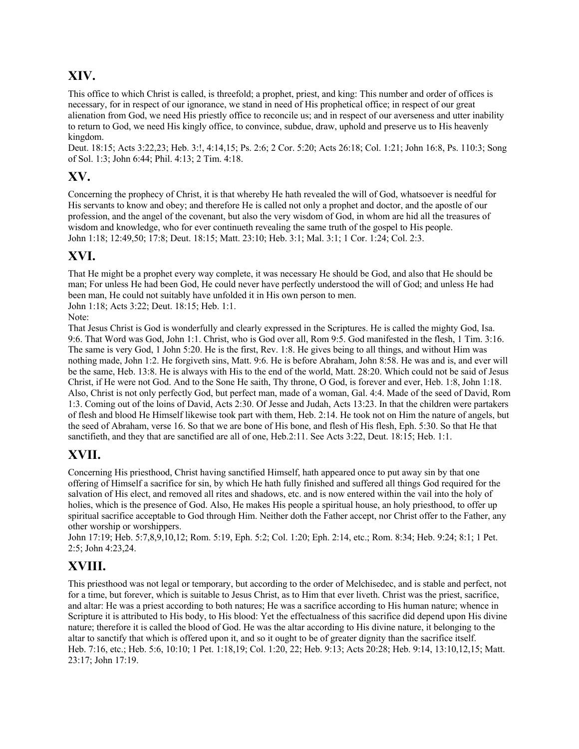## XIV.

This office to which Christ is called, is threefold; a prophet, priest, and king: This number and order of offices is necessary, for in respect of our ignorance, we stand in need of His prophetical office; in respect of our great alienation from God, we need His priestly office to reconcile us; and in respect of our averseness and utter inability to return to God, we need His kingly office, to convince, subdue, draw, uphold and preserve us to His heavenly kingdom.
Deut. 18:15; Acts 3:22,23; Heb. 3:!, 4:14,15; Ps. 2:6; 2 Cor. 5:20; Acts 26:18; Col. 1:21; John 16:8, Ps. 110:3; Song of Sol. 1:3; John 6:44; Phil. 4:13; 2 Tim. 4:18.

## XV.

Concerning the prophecy of Christ, it is that whereby He hath revealed the will of God, whatsoever is needful for His servants to know and obey; and therefore He is called not only a prophet and doctor, and the apostle of our profession, and the angel of the covenant, but also the very wisdom of God, in whom are hid all the treasures of wisdom and knowledge, who for ever continueth revealing the same truth of the gospel to His people.
John 1:18; 12:49,50; 17:8; Deut. 18:15; Matt. 23:10; Heb. 3:1; Mal. 3:1; 1 Cor. 1:24; Col. 2:3.

## XVI.

That He might be a prophet every way complete, it was necessary He should be God, and also that He should be man; For unless He had been God, He could never have perfectly understood the will of God; and unless He had been man, He could not suitably have unfolded it in His own person to men.
John 1:18; Acts 3:22; Deut. 18:15; Heb. 1:1.
Note:
That Jesus Christ is God is wonderfully and clearly expressed in the Scriptures. He is called the mighty God, Isa. 9:6. That Word was God, John 1:1. Christ, who is God over all, Rom 9:5. God manifested in the flesh, 1 Tim. 3:16. The same is very God, 1 John 5:20. He is the first, Rev. 1:8. He gives being to all things, and without Him was nothing made, John 1:2. He forgiveth sins, Matt. 9:6. He is before Abraham, John 8:58. He was and is, and ever will be the same, Heb. 13:8. He is always with His to the end of the world, Matt. 28:20. Which could not be said of Jesus Christ, if He were not God. And to the Sone He saith, Thy throne, O God, is forever and ever, Heb. 1:8, John 1:18. Also, Christ is not only perfectly God, but perfect man, made of a woman, Gal. 4:4. Made of the seed of David, Rom 1:3. Coming out of the loins of David, Acts 2:30. Of Jesse and Judah, Acts 13:23. In that the children were partakers of flesh and blood He Himself likewise took part with them, Heb. 2:14. He took not on Him the nature of angels, but the seed of Abraham, verse 16. So that we are bone of His bone, and flesh of His flesh, Eph. 5:30. So that He that sanctifieth, and they that are sanctified are all of one, Heb.2:11. See Acts 3:22, Deut. 18:15; Heb. 1:1.

## XVII.

Concerning His priesthood, Christ having sanctified Himself, hath appeared once to put away sin by that one offering of Himself a sacrifice for sin, by which He hath fully finished and suffered all things God required for the salvation of His elect, and removed all rites and shadows, etc. and is now entered within the vail into the holy of holies, which is the presence of God. Also, He makes His people a spiritual house, an holy priesthood, to offer up spiritual sacrifice acceptable to God through Him. Neither doth the Father accept, nor Christ offer to the Father, any other worship or worshippers.
John 17:19; Heb. 5:7,8,9,10,12; Rom. 5:19, Eph. 5:2; Col. 1:20; Eph. 2:14, etc.; Rom. 8:34; Heb. 9:24; 8:1; 1 Pet. 2:5; John 4:23,24.

## XVIII.

This priesthood was not legal or temporary, but according to the order of Melchisedec, and is stable and perfect, not for a time, but forever, which is suitable to Jesus Christ, as to Him that ever liveth. Christ was the priest, sacrifice, and altar: He was a priest according to both natures; He was a sacrifice according to His human nature; whence in Scripture it is attributed to His body, to His blood: Yet the effectualness of this sacrifice did depend upon His divine nature; therefore it is called the blood of God. He was the altar according to His divine nature, it belonging to the altar to sanctify that which is offered upon it, and so it ought to be of greater dignity than the sacrifice itself.
Heb. 7:16, etc.; Heb. 5:6, 10:10; 1 Pet. 1:18,19; Col. 1:20, 22; Heb. 9:13; Acts 20:28; Heb. 9:14, 13:10,12,15; Matt. 23:17; John 17:19.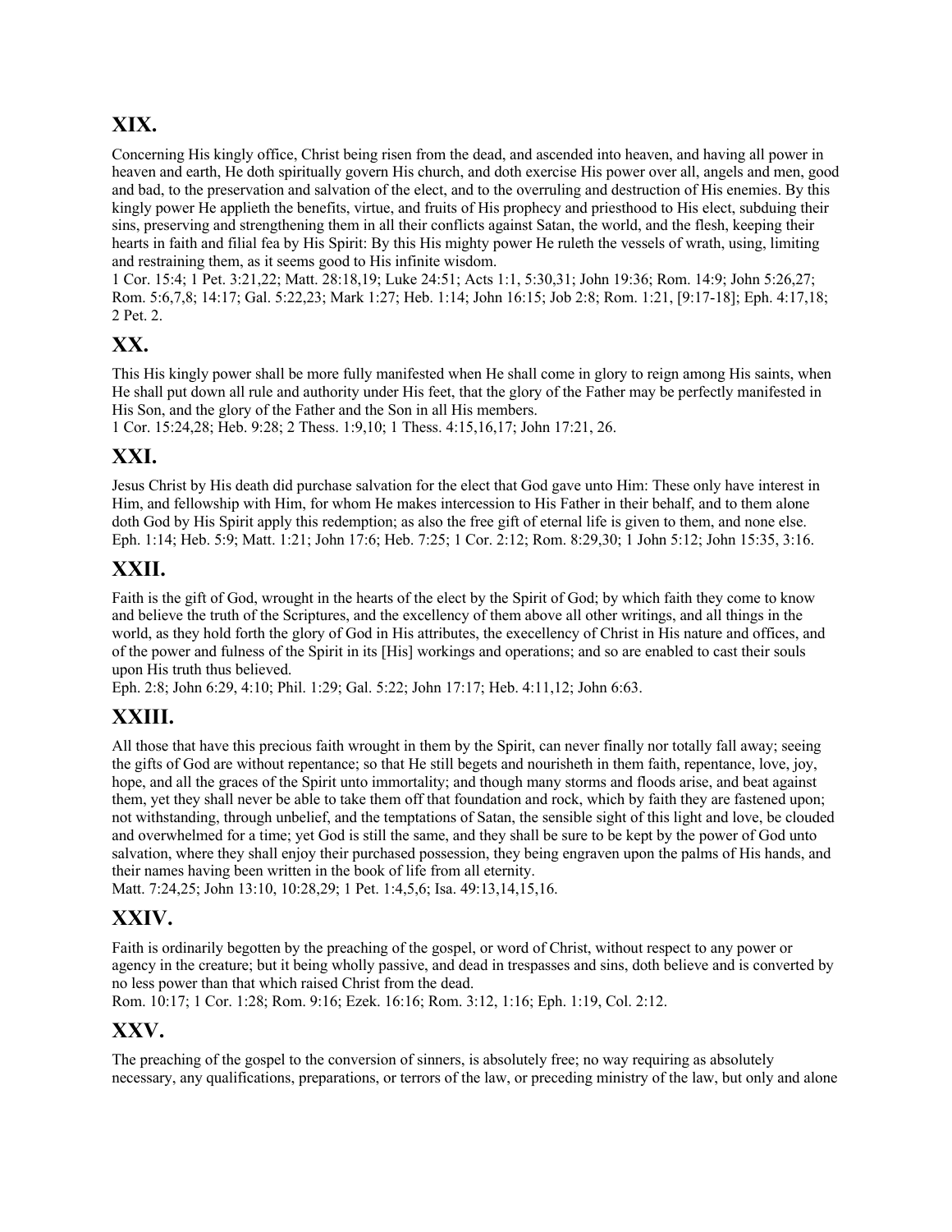## XIX.

Concerning His kingly office, Christ being risen from the dead, and ascended into heaven, and having all power in heaven and earth, He doth spiritually govern His church, and doth exercise His power over all, angels and men, good and bad, to the preservation and salvation of the elect, and to the overruling and destruction of His enemies. By this kingly power He applieth the benefits, virtue, and fruits of His prophecy and priesthood to His elect, subduing their sins, preserving and strengthening them in all their conflicts against Satan, the world, and the flesh, keeping their hearts in faith and filial fea by His Spirit: By this His mighty power He ruleth the vessels of wrath, using, limiting and restraining them, as it seems good to His infinite wisdom.
1 Cor. 15:4; 1 Pet. 3:21,22; Matt. 28:18,19; Luke 24:51; Acts 1:1, 5:30,31; John 19:36; Rom. 14:9; John 5:26,27; Rom. 5:6,7,8; 14:17; Gal. 5:22,23; Mark 1:27; Heb. 1:14; John 16:15; Job 2:8; Rom. 1:21, [9:17-18]; Eph. 4:17,18; 2 Pet. 2.

## XX.

This His kingly power shall be more fully manifested when He shall come in glory to reign among His saints, when He shall put down all rule and authority under His feet, that the glory of the Father may be perfectly manifested in His Son, and the glory of the Father and the Son in all His members.
1 Cor. 15:24,28; Heb. 9:28; 2 Thess. 1:9,10; 1 Thess. 4:15,16,17; John 17:21, 26.

## XXI.

Jesus Christ by His death did purchase salvation for the elect that God gave unto Him: These only have interest in Him, and fellowship with Him, for whom He makes intercession to His Father in their behalf, and to them alone doth God by His Spirit apply this redemption; as also the free gift of eternal life is given to them, and none else.
Eph. 1:14; Heb. 5:9; Matt. 1:21; John 17:6; Heb. 7:25; 1 Cor. 2:12; Rom. 8:29,30; 1 John 5:12; John 15:35, 3:16.

## XXII.

Faith is the gift of God, wrought in the hearts of the elect by the Spirit of God; by which faith they come to know and believe the truth of the Scriptures, and the excellency of them above all other writings, and all things in the world, as they hold forth the glory of God in His attributes, the execellency of Christ in His nature and offices, and of the power and fulness of the Spirit in its [His] workings and operations; and so are enabled to cast their souls upon His truth thus believed.
Eph. 2:8; John 6:29, 4:10; Phil. 1:29; Gal. 5:22; John 17:17; Heb. 4:11,12; John 6:63.

## XXIII.

All those that have this precious faith wrought in them by the Spirit, can never finally nor totally fall away; seeing the gifts of God are without repentance; so that He still begets and nourisheth in them faith, repentance, love, joy, hope, and all the graces of the Spirit unto immortality; and though many storms and floods arise, and beat against them, yet they shall never be able to take them off that foundation and rock, which by faith they are fastened upon; not withstanding, through unbelief, and the temptations of Satan, the sensible sight of this light and love, be clouded and overwhelmed for a time; yet God is still the same, and they shall be sure to be kept by the power of God unto salvation, where they shall enjoy their purchased possession, they being engraven upon the palms of His hands, and their names having been written in the book of life from all eternity.
Matt. 7:24,25; John 13:10, 10:28,29; 1 Pet. 1:4,5,6; Isa. 49:13,14,15,16.

## XXIV.

Faith is ordinarily begotten by the preaching of the gospel, or word of Christ, without respect to any power or agency in the creature; but it being wholly passive, and dead in trespasses and sins, doth believe and is converted by no less power than that which raised Christ from the dead.
Rom. 10:17; 1 Cor. 1:28; Rom. 9:16; Ezek. 16:16; Rom. 3:12, 1:16; Eph. 1:19, Col. 2:12.

## XXV.

The preaching of the gospel to the conversion of sinners, is absolutely free; no way requiring as absolutely necessary, any qualifications, preparations, or terrors of the law, or preceding ministry of the law, but only and alone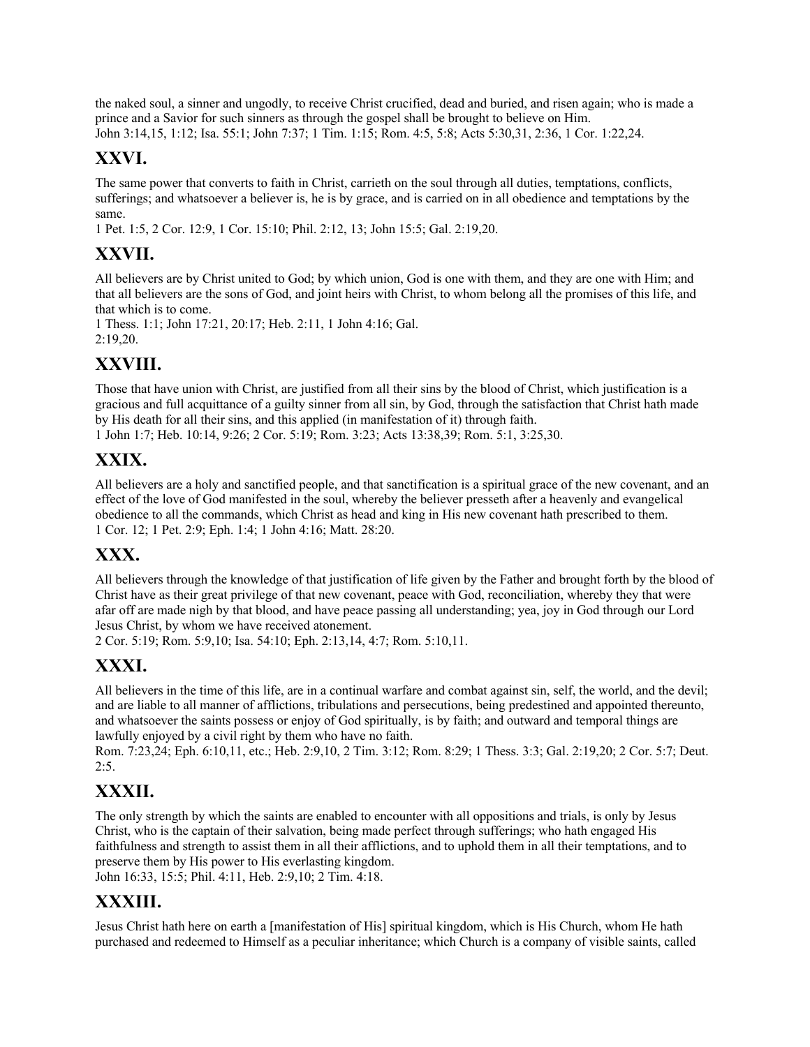the naked soul, a sinner and ungodly, to receive Christ crucified, dead and buried, and risen again; who is made a prince and a Savior for such sinners as through the gospel shall be brought to believe on Him.
John 3:14,15, 1:12; Isa. 55:1; John 7:37; 1 Tim. 1:15; Rom. 4:5, 5:8; Acts 5:30,31, 2:36, 1 Cor. 1:22,24.

## XXVI.

The same power that converts to faith in Christ, carrieth on the soul through all duties, temptations, conflicts, sufferings; and whatsoever a believer is, he is by grace, and is carried on in all obedience and temptations by the same.
1 Pet. 1:5, 2 Cor. 12:9, 1 Cor. 15:10; Phil. 2:12, 13; John 15:5; Gal. 2:19,20.

## XXVII.

All believers are by Christ united to God; by which union, God is one with them, and they are one with Him; and that all believers are the sons of God, and joint heirs with Christ, to whom belong all the promises of this life, and that which is to come.
1 Thess. 1:1; John 17:21, 20:17; Heb. 2:11, 1 John 4:16; Gal.
2:19,20.

## XXVIII.

Those that have union with Christ, are justified from all their sins by the blood of Christ, which justification is a gracious and full acquittance of a guilty sinner from all sin, by God, through the satisfaction that Christ hath made by His death for all their sins, and this applied (in manifestation of it) through faith.
1 John 1:7; Heb. 10:14, 9:26; 2 Cor. 5:19; Rom. 3:23; Acts 13:38,39; Rom. 5:1, 3:25,30.

## XXIX.

All believers are a holy and sanctified people, and that sanctification is a spiritual grace of the new covenant, and an effect of the love of God manifested in the soul, whereby the believer presseth after a heavenly and evangelical obedience to all the commands, which Christ as head and king in His new covenant hath prescribed to them.
1 Cor. 12; 1 Pet. 2:9; Eph. 1:4; 1 John 4:16; Matt. 28:20.

## XXX.

All believers through the knowledge of that justification of life given by the Father and brought forth by the blood of Christ have as their great privilege of that new covenant, peace with God, reconciliation, whereby they that were afar off are made nigh by that blood, and have peace passing all understanding; yea, joy in God through our Lord Jesus Christ, by whom we have received atonement.
2 Cor. 5:19; Rom. 5:9,10; Isa. 54:10; Eph. 2:13,14, 4:7; Rom. 5:10,11.

## XXXI.

All believers in the time of this life, are in a continual warfare and combat against sin, self, the world, and the devil; and are liable to all manner of afflictions, tribulations and persecutions, being predestined and appointed thereunto, and whatsoever the saints possess or enjoy of God spiritually, is by faith; and outward and temporal things are lawfully enjoyed by a civil right by them who have no faith.
Rom. 7:23,24; Eph. 6:10,11, etc.; Heb. 2:9,10, 2 Tim. 3:12; Rom. 8:29; 1 Thess. 3:3; Gal. 2:19,20; 2 Cor. 5:7; Deut. 2:5.

## XXXII.

The only strength by which the saints are enabled to encounter with all oppositions and trials, is only by Jesus Christ, who is the captain of their salvation, being made perfect through sufferings; who hath engaged His faithfulness and strength to assist them in all their afflictions, and to uphold them in all their temptations, and to preserve them by His power to His everlasting kingdom.
John 16:33, 15:5; Phil. 4:11, Heb. 2:9,10; 2 Tim. 4:18.

## XXXIII.

Jesus Christ hath here on earth a [manifestation of His] spiritual kingdom, which is His Church, whom He hath purchased and redeemed to Himself as a peculiar inheritance; which Church is a company of visible saints, called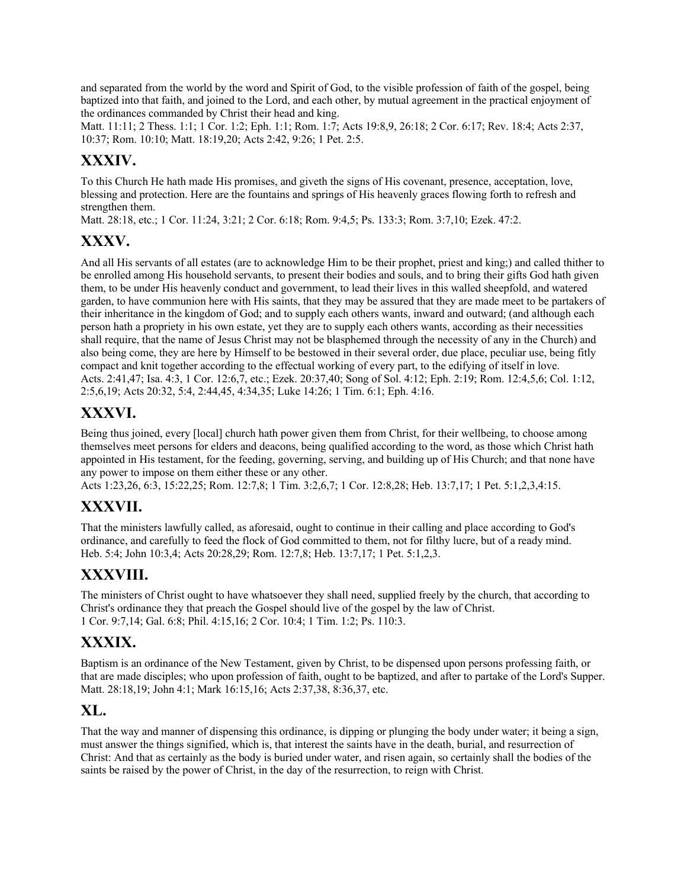and separated from the world by the word and Spirit of God, to the visible profession of faith of the gospel, being baptized into that faith, and joined to the Lord, and each other, by mutual agreement in the practical enjoyment of the ordinances commanded by Christ their head and king.
Matt. 11:11; 2 Thess. 1:1; 1 Cor. 1:2; Eph. 1:1; Rom. 1:7; Acts 19:8,9, 26:18; 2 Cor. 6:17; Rev. 18:4; Acts 2:37, 10:37; Rom. 10:10; Matt. 18:19,20; Acts 2:42, 9:26; 1 Pet. 2:5.

## XXXIV.

To this Church He hath made His promises, and giveth the signs of His covenant, presence, acceptation, love, blessing and protection. Here are the fountains and springs of His heavenly graces flowing forth to refresh and strengthen them.
Matt. 28:18, etc.; 1 Cor. 11:24, 3:21; 2 Cor. 6:18; Rom. 9:4,5; Ps. 133:3; Rom. 3:7,10; Ezek. 47:2.

## XXXV.

And all His servants of all estates (are to acknowledge Him to be their prophet, priest and king;) and called thither to be enrolled among His household servants, to present their bodies and souls, and to bring their gifts God hath given them, to be under His heavenly conduct and government, to lead their lives in this walled sheepfold, and watered garden, to have communion here with His saints, that they may be assured that they are made meet to be partakers of their inheritance in the kingdom of God; and to supply each others wants, inward and outward; (and although each person hath a propriety in his own estate, yet they are to supply each others wants, according as their necessities shall require, that the name of Jesus Christ may not be blasphemed through the necessity of any in the Church) and also being come, they are here by Himself to be bestowed in their several order, due place, peculiar use, being fitly compact and knit together according to the effectual working of every part, to the edifying of itself in love.
Acts. 2:41,47; Isa. 4:3, 1 Cor. 12:6,7, etc.; Ezek. 20:37,40; Song of Sol. 4:12; Eph. 2:19; Rom. 12:4,5,6; Col. 1:12, 2:5,6,19; Acts 20:32, 5:4, 2:44,45, 4:34,35; Luke 14:26; 1 Tim. 6:1; Eph. 4:16.

## XXXVI.

Being thus joined, every [local] church hath power given them from Christ, for their wellbeing, to choose among themselves meet persons for elders and deacons, being qualified according to the word, as those which Christ hath appointed in His testament, for the feeding, governing, serving, and building up of His Church; and that none have any power to impose on them either these or any other.
Acts 1:23,26, 6:3, 15:22,25; Rom. 12:7,8; 1 Tim. 3:2,6,7; 1 Cor. 12:8,28; Heb. 13:7,17; 1 Pet. 5:1,2,3,4:15.

## XXXVII.

That the ministers lawfully called, as aforesaid, ought to continue in their calling and place according to God's ordinance, and carefully to feed the flock of God committed to them, not for filthy lucre, but of a ready mind.
Heb. 5:4; John 10:3,4; Acts 20:28,29; Rom. 12:7,8; Heb. 13:7,17; 1 Pet. 5:1,2,3.

## XXXVIII.

The ministers of Christ ought to have whatsoever they shall need, supplied freely by the church, that according to Christ's ordinance they that preach the Gospel should live of the gospel by the law of Christ.
1 Cor. 9:7,14; Gal. 6:8; Phil. 4:15,16; 2 Cor. 10:4; 1 Tim. 1:2; Ps. 110:3.

## XXXIX.

Baptism is an ordinance of the New Testament, given by Christ, to be dispensed upon persons professing faith, or that are made disciples; who upon profession of faith, ought to be baptized, and after to partake of the Lord's Supper.
Matt. 28:18,19; John 4:1; Mark 16:15,16; Acts 2:37,38, 8:36,37, etc.

## XL.

That the way and manner of dispensing this ordinance, is dipping or plunging the body under water; it being a sign, must answer the things signified, which is, that interest the saints have in the death, burial, and resurrection of Christ: And that as certainly as the body is buried under water, and risen again, so certainly shall the bodies of the saints be raised by the power of Christ, in the day of the resurrection, to reign with Christ.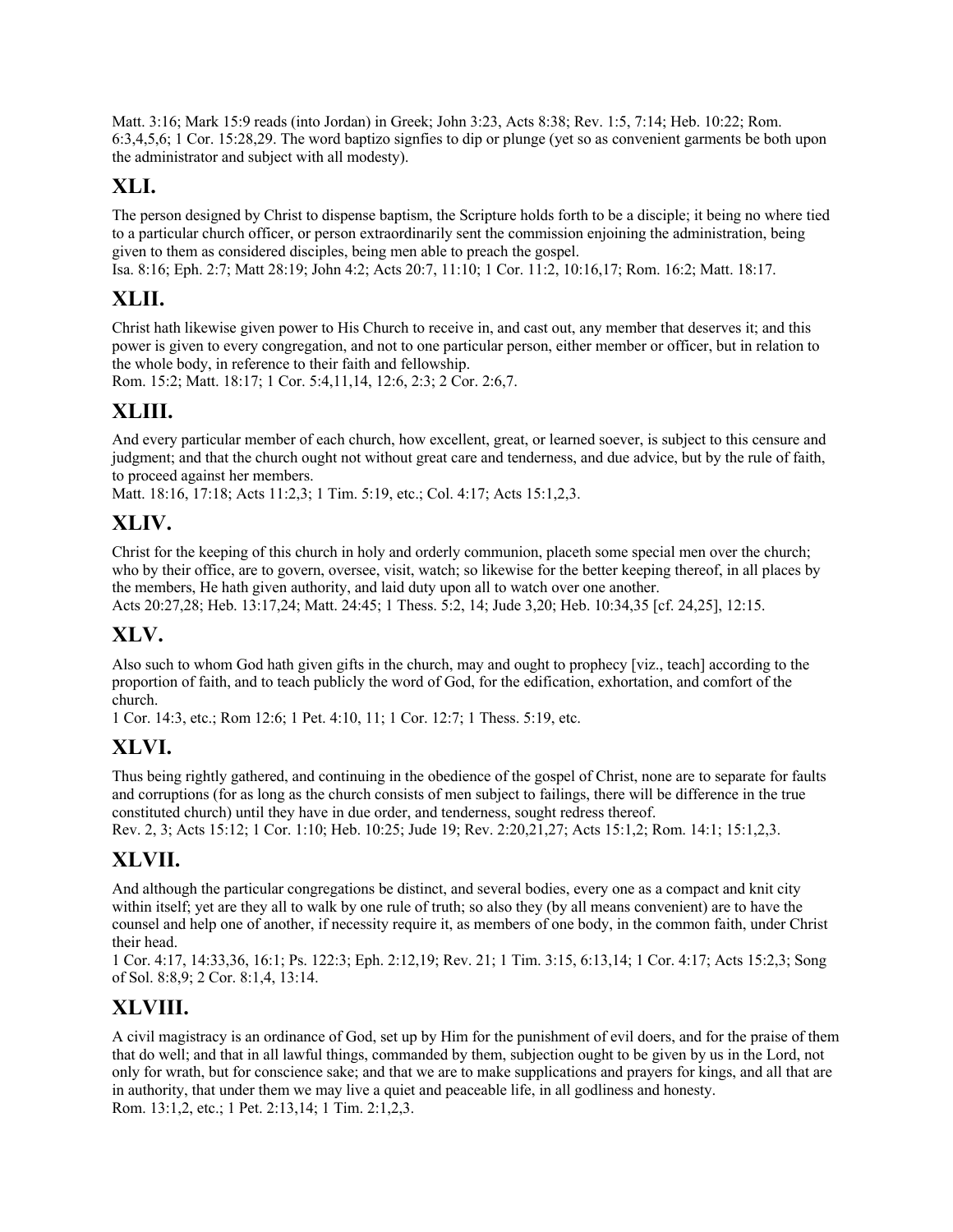Matt. 3:16; Mark 15:9 reads (into Jordan) in Greek; John 3:23, Acts 8:38; Rev. 1:5, 7:14; Heb. 10:22; Rom. 6:3,4,5,6; 1 Cor. 15:28,29. The word baptizo signfies to dip or plunge (yet so as convenient garments be both upon the administrator and subject with all modesty).

## XLI.

The person designed by Christ to dispense baptism, the Scripture holds forth to be a disciple; it being no where tied to a particular church officer, or person extraordinarily sent the commission enjoining the administration, being given to them as considered disciples, being men able to preach the gospel.
Isa. 8:16; Eph. 2:7; Matt 28:19; John 4:2; Acts 20:7, 11:10; 1 Cor. 11:2, 10:16,17; Rom. 16:2; Matt. 18:17.

## XLII.

Christ hath likewise given power to His Church to receive in, and cast out, any member that deserves it; and this power is given to every congregation, and not to one particular person, either member or officer, but in relation to the whole body, in reference to their faith and fellowship.
Rom. 15:2; Matt. 18:17; 1 Cor. 5:4,11,14, 12:6, 2:3; 2 Cor. 2:6,7.

## XLIII.

And every particular member of each church, how excellent, great, or learned soever, is subject to this censure and judgment; and that the church ought not without great care and tenderness, and due advice, but by the rule of faith, to proceed against her members.
Matt. 18:16, 17:18; Acts 11:2,3; 1 Tim. 5:19, etc.; Col. 4:17; Acts 15:1,2,3.

## XLIV.

Christ for the keeping of this church in holy and orderly communion, placeth some special men over the church; who by their office, are to govern, oversee, visit, watch; so likewise for the better keeping thereof, in all places by the members, He hath given authority, and laid duty upon all to watch over one another.
Acts 20:27,28; Heb. 13:17,24; Matt. 24:45; 1 Thess. 5:2, 14; Jude 3,20; Heb. 10:34,35 [cf. 24,25], 12:15.

## XLV.

Also such to whom God hath given gifts in the church, may and ought to prophecy [viz., teach] according to the proportion of faith, and to teach publicly the word of God, for the edification, exhortation, and comfort of the church.
1 Cor. 14:3, etc.; Rom 12:6; 1 Pet. 4:10, 11; 1 Cor. 12:7; 1 Thess. 5:19, etc.

## XLVI.

Thus being rightly gathered, and continuing in the obedience of the gospel of Christ, none are to separate for faults and corruptions (for as long as the church consists of men subject to failings, there will be difference in the true constituted church) until they have in due order, and tenderness, sought redress thereof.
Rev. 2, 3; Acts 15:12; 1 Cor. 1:10; Heb. 10:25; Jude 19; Rev. 2:20,21,27; Acts 15:1,2; Rom. 14:1; 15:1,2,3.

## XLVII.

And although the particular congregations be distinct, and several bodies, every one as a compact and knit city within itself; yet are they all to walk by one rule of truth; so also they (by all means convenient) are to have the counsel and help one of another, if necessity require it, as members of one body, in the common faith, under Christ their head.
1 Cor. 4:17, 14:33,36, 16:1; Ps. 122:3; Eph. 2:12,19; Rev. 21; 1 Tim. 3:15, 6:13,14; 1 Cor. 4:17; Acts 15:2,3; Song of Sol. 8:8,9; 2 Cor. 8:1,4, 13:14.

## XLVIII.

A civil magistracy is an ordinance of God, set up by Him for the punishment of evil doers, and for the praise of them that do well; and that in all lawful things, commanded by them, subjection ought to be given by us in the Lord, not only for wrath, but for conscience sake; and that we are to make supplications and prayers for kings, and all that are in authority, that under them we may live a quiet and peaceable life, in all godliness and honesty.
Rom. 13:1,2, etc.; 1 Pet. 2:13,14; 1 Tim. 2:1,2,3.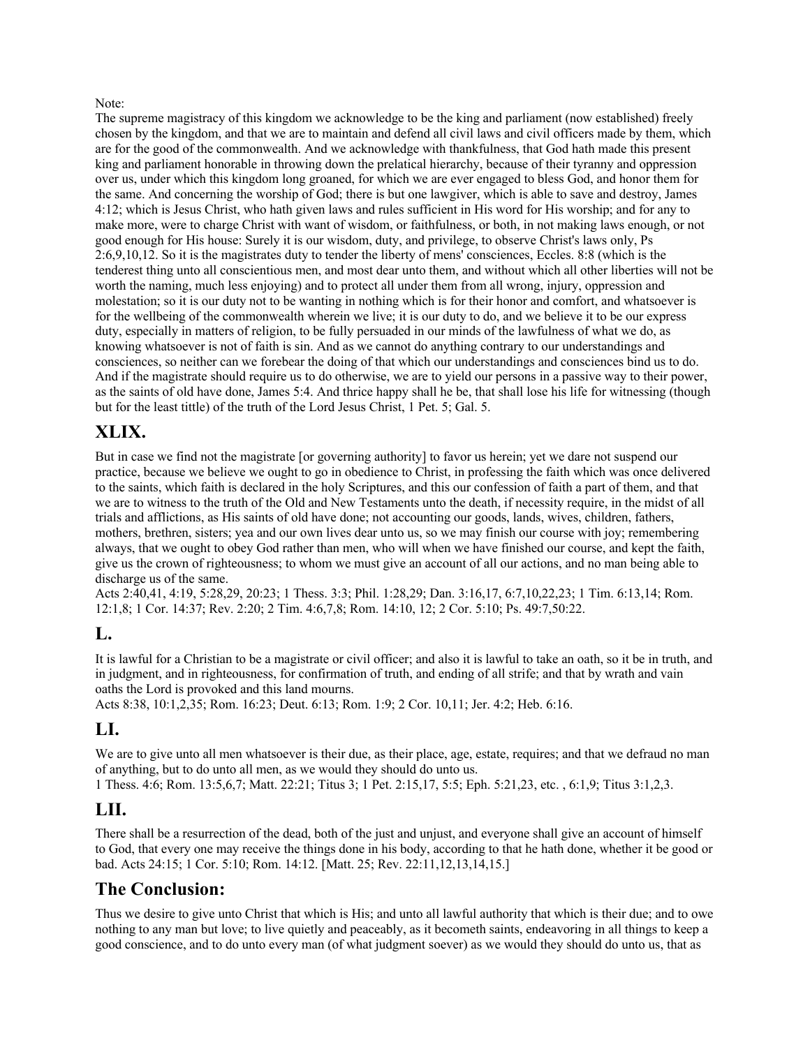Note:

The supreme magistracy of this kingdom we acknowledge to be the king and parliament (now established) freely chosen by the kingdom, and that we are to maintain and defend all civil laws and civil officers made by them, which are for the good of the commonwealth. And we acknowledge with thankfulness, that God hath made this present king and parliament honorable in throwing down the prelatical hierarchy, because of their tyranny and oppression over us, under which this kingdom long groaned, for which we are ever engaged to bless God, and honor them for the same. And concerning the worship of God; there is but one lawgiver, which is able to save and destroy, James 4:12; which is Jesus Christ, who hath given laws and rules sufficient in His word for His worship; and for any to make more, were to charge Christ with want of wisdom, or faithfulness, or both, in not making laws enough, or not good enough for His house: Surely it is our wisdom, duty, and privilege, to observe Christ's laws only, Ps 2:6,9,10,12. So it is the magistrates duty to tender the liberty of mens' consciences, Eccles. 8:8 (which is the tenderest thing unto all conscientious men, and most dear unto them, and without which all other liberties will not be worth the naming, much less enjoying) and to protect all under them from all wrong, injury, oppression and molestation; so it is our duty not to be wanting in nothing which is for their honor and comfort, and whatsoever is for the wellbeing of the commonwealth wherein we live; it is our duty to do, and we believe it to be our express duty, especially in matters of religion, to be fully persuaded in our minds of the lawfulness of what we do, as knowing whatsoever is not of faith is sin. And as we cannot do anything contrary to our understandings and consciences, so neither can we forebear the doing of that which our understandings and consciences bind us to do. And if the magistrate should require us to do otherwise, we are to yield our persons in a passive way to their power, as the saints of old have done, James 5:4. And thrice happy shall he be, that shall lose his life for witnessing (though but for the least tittle) of the truth of the Lord Jesus Christ, 1 Pet. 5; Gal. 5.

## XLIX.

But in case we find not the magistrate [or governing authority] to favor us herein; yet we dare not suspend our practice, because we believe we ought to go in obedience to Christ, in professing the faith which was once delivered to the saints, which faith is declared in the holy Scriptures, and this our confession of faith a part of them, and that we are to witness to the truth of the Old and New Testaments unto the death, if necessity require, in the midst of all trials and afflictions, as His saints of old have done; not accounting our goods, lands, wives, children, fathers, mothers, brethren, sisters; yea and our own lives dear unto us, so we may finish our course with joy; remembering always, that we ought to obey God rather than men, who will when we have finished our course, and kept the faith, give us the crown of righteousness; to whom we must give an account of all our actions, and no man being able to discharge us of the same.

Acts 2:40,41, 4:19, 5:28,29, 20:23; 1 Thess. 3:3; Phil. 1:28,29; Dan. 3:16,17, 6:7,10,22,23; 1 Tim. 6:13,14; Rom. 12:1,8; 1 Cor. 14:37; Rev. 2:20; 2 Tim. 4:6,7,8; Rom. 14:10, 12; 2 Cor. 5:10; Ps. 49:7,50:22.

## L.

It is lawful for a Christian to be a magistrate or civil officer; and also it is lawful to take an oath, so it be in truth, and in judgment, and in righteousness, for confirmation of truth, and ending of all strife; and that by wrath and vain oaths the Lord is provoked and this land mourns.

Acts 8:38, 10:1,2,35; Rom. 16:23; Deut. 6:13; Rom. 1:9; 2 Cor. 10,11; Jer. 4:2; Heb. 6:16.

## LI.

We are to give unto all men whatsoever is their due, as their place, age, estate, requires; and that we defraud no man of anything, but to do unto all men, as we would they should do unto us.

1 Thess. 4:6; Rom. 13:5,6,7; Matt. 22:21; Titus 3; 1 Pet. 2:15,17, 5:5; Eph. 5:21,23, etc. , 6:1,9; Titus 3:1,2,3.

## LII.

There shall be a resurrection of the dead, both of the just and unjust, and everyone shall give an account of himself to God, that every one may receive the things done in his body, according to that he hath done, whether it be good or bad. Acts 24:15; 1 Cor. 5:10; Rom. 14:12. [Matt. 25; Rev. 22:11,12,13,14,15.]

## The Conclusion:

Thus we desire to give unto Christ that which is His; and unto all lawful authority that which is their due; and to owe nothing to any man but love; to live quietly and peaceably, as it becometh saints, endeavoring in all things to keep a good conscience, and to do unto every man (of what judgment soever) as we would they should do unto us, that as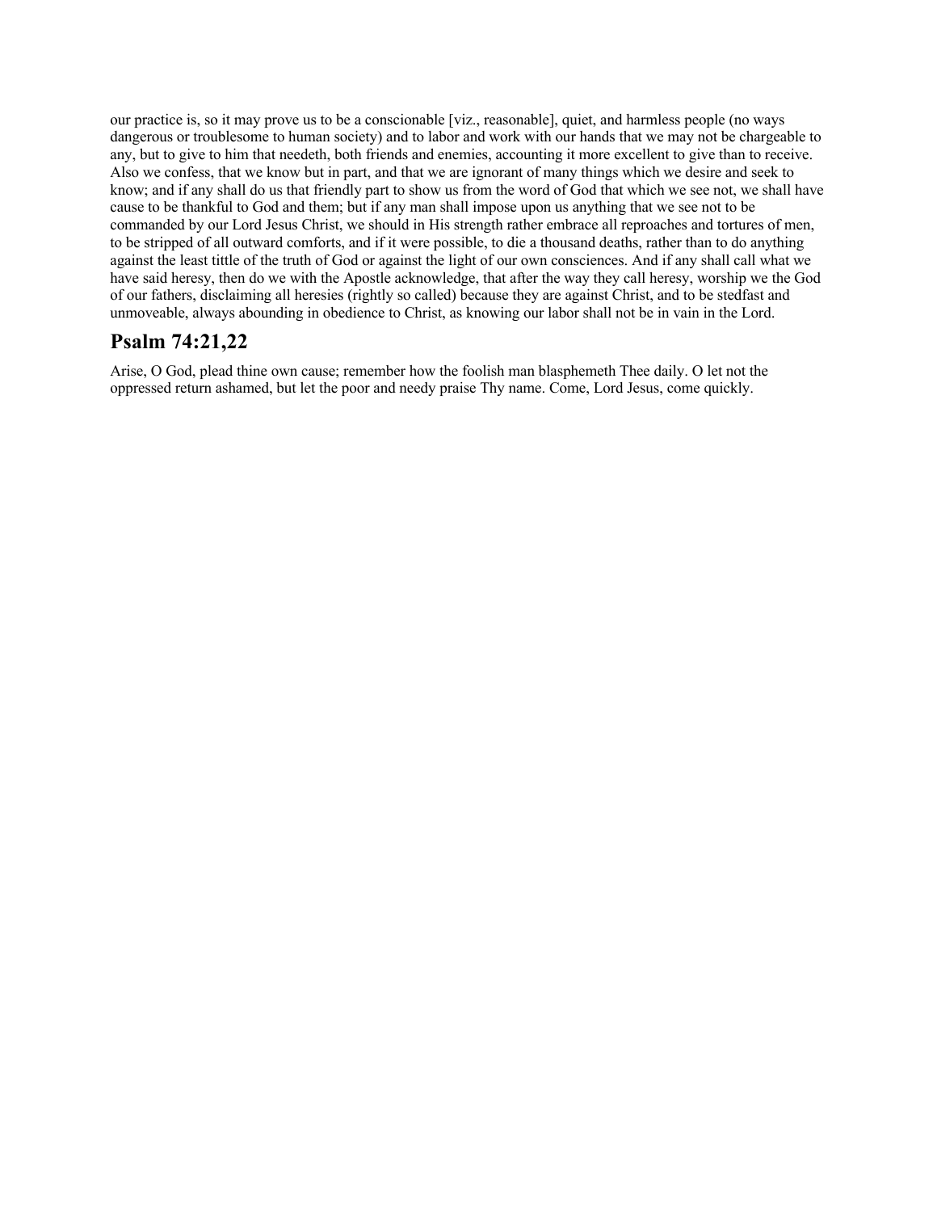our practice is, so it may prove us to be a conscionable [viz., reasonable], quiet, and harmless people (no ways dangerous or troublesome to human society) and to labor and work with our hands that we may not be chargeable to any, but to give to him that needeth, both friends and enemies, accounting it more excellent to give than to receive. Also we confess, that we know but in part, and that we are ignorant of many things which we desire and seek to know; and if any shall do us that friendly part to show us from the word of God that which we see not, we shall have cause to be thankful to God and them; but if any man shall impose upon us anything that we see not to be commanded by our Lord Jesus Christ, we should in His strength rather embrace all reproaches and tortures of men, to be stripped of all outward comforts, and if it were possible, to die a thousand deaths, rather than to do anything against the least tittle of the truth of God or against the light of our own consciences. And if any shall call what we have said heresy, then do we with the Apostle acknowledge, that after the way they call heresy, worship we the God of our fathers, disclaiming all heresies (rightly so called) because they are against Christ, and to be stedfast and unmoveable, always abounding in obedience to Christ, as knowing our labor shall not be in vain in the Lord.

## Psalm 74:21,22

Arise, O God, plead thine own cause; remember how the foolish man blasphemeth Thee daily. O let not the oppressed return ashamed, but let the poor and needy praise Thy name. Come, Lord Jesus, come quickly.